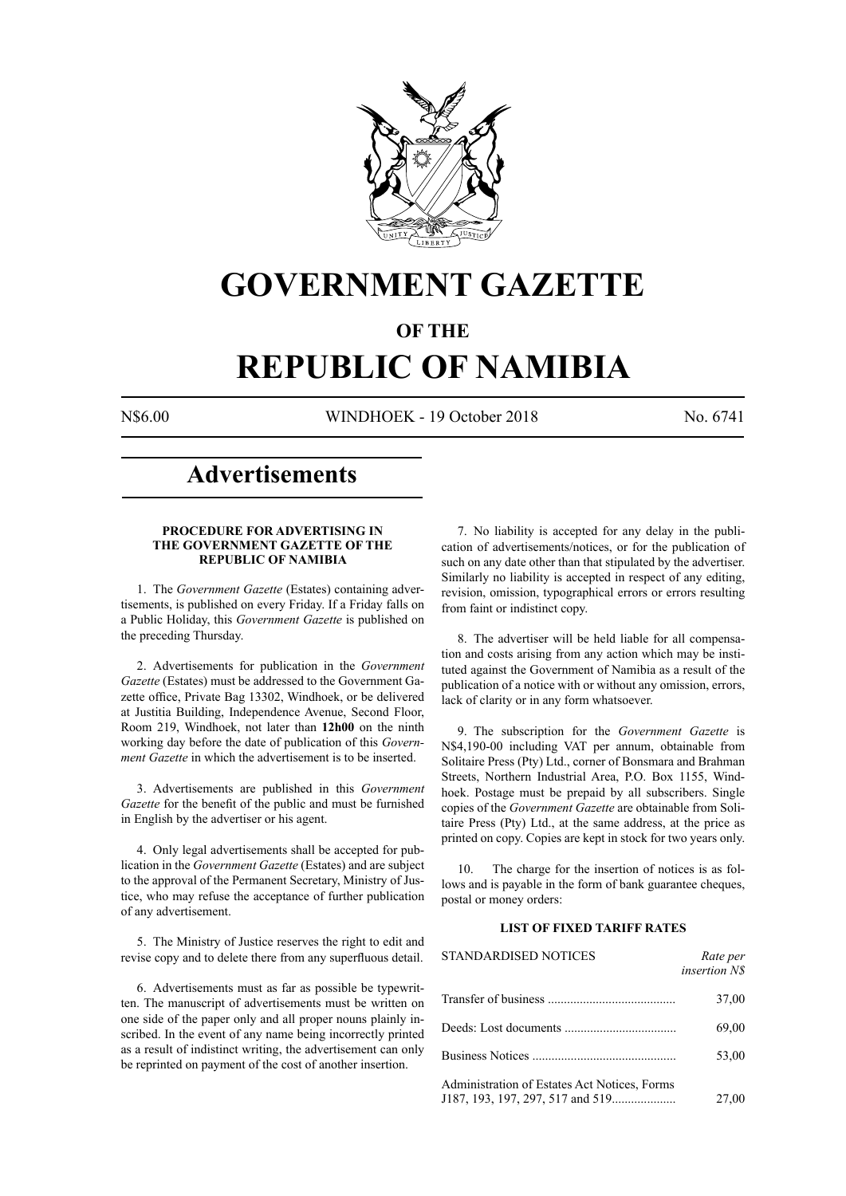# GOVERNMENT GAZETTE

## OF THE

# REPUBLIC OF NAMIBIA

N$6.00 WINDHOEK - 19 October 2018 No. 6741

## Advertisements

### PROCEDURE FOR ADVERTISING IN THE GOVERNMENT GAZETTE OF THE REPUBLIC OF NAMIBIA

1. The *Government Gazette* (Estates) containing advertisements, is published on every Friday. If a Friday falls on a Public Holiday, this *Government Gazette* is published on the preceding Thursday.

2. Advertisements for publication in the *Government Gazette* (Estates) must be addressed to the Government Gazette office, Private Bag 13302, Windhoek, or be delivered at Justitia Building, Independence Avenue, Second Floor, Room 219, Windhoek, not later than **12h00** on the ninth working day before the date of publication of this *Government Gazette* in which the advertisement is to be inserted.

3. Advertisements are published in this *Government Gazette* for the benefit of the public and must be furnished in English by the advertiser or his agent.

4. Only legal advertisements shall be accepted for publication in the *Government Gazette* (Estates) and are subject to the approval of the Permanent Secretary, Ministry of Justice, who may refuse the acceptance of further publication of any advertisement.

5. The Ministry of Justice reserves the right to edit and revise copy and to delete there from any superfluous detail.

6. Advertisements must as far as possible be typewritten. The manuscript of advertisements must be written on one side of the paper only and all proper nouns plainly inscribed. In the event of any name being incorrectly printed as a result of indistinct writing, the advertisement can only be reprinted on payment of the cost of another insertion.

7. No liability is accepted for any delay in the publication of advertisements/notices, or for the publication of such on any date other than that stipulated by the advertiser. Similarly no liability is accepted in respect of any editing, revision, omission, typographical errors or errors resulting from faint or indistinct copy.

8. The advertiser will be held liable for all compensation and costs arising from any action which may be instituted against the Government of Namibia as a result of the publication of a notice with or without any omission, errors, lack of clarity or in any form whatsoever.

9. The subscription for the *Government Gazette* is N$4,190-00 including VAT per annum, obtainable from Solitaire Press (Pty) Ltd., corner of Bonsmara and Brahman Streets, Northern Industrial Area, P.O. Box 1155, Windhoek. Postage must be prepaid by all subscribers. Single copies of the *Government Gazette* are obtainable from Solitaire Press (Pty) Ltd., at the same address, at the price as printed on copy. Copies are kept in stock for two years only.

10. The charge for the insertion of notices is as follows and is payable in the form of bank guarantee cheques, postal or money orders:

### LIST OF FIXED TARIFF RATES

| STANDARDISED NOTICES | *Rate per insertion N$* |
|---|---|
| Transfer of business | 37,00 |
| Deeds: Lost documents | 69,00 |
| Business Notices | 53,00 |
| Administration of Estates Act Notices, Forms J187, 193, 197, 297, 517 and 519 | 27,00 |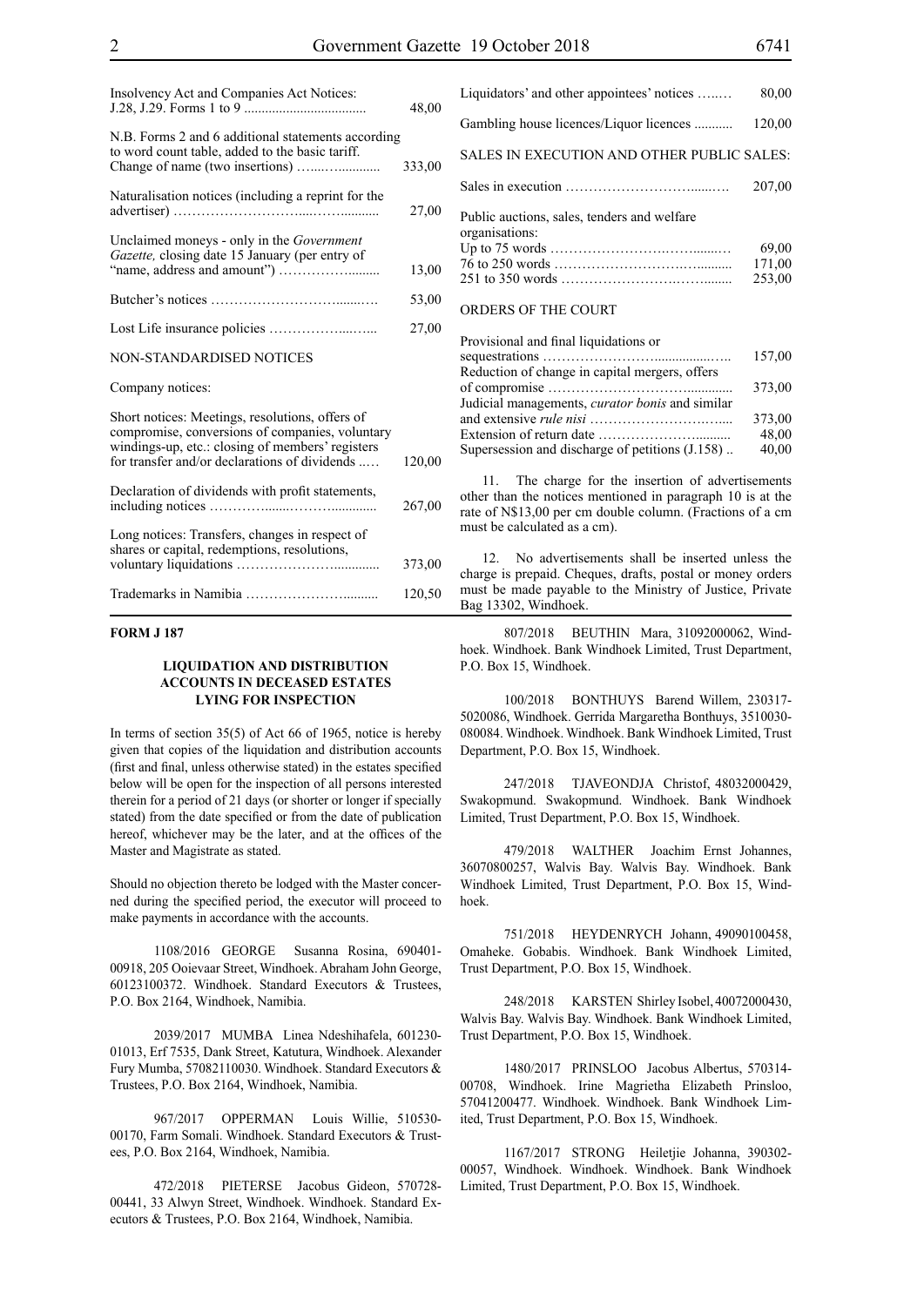| | |
|---|---|
| Insolvency Act and Companies Act Notices: J.28, J.29. Forms 1 to 9 | 48,00 |
| N.B. Forms 2 and 6 additional statements according to word count table, added to the basic tariff. Change of name (two insertions) | 333,00 |
| Naturalisation notices (including a reprint for the advertiser) | 27,00 |
| Unclaimed moneys - only in the *Government Gazette,* closing date 15 January (per entry of "name, address and amount") | 13,00 |
| Butcher's notices | 53,00 |
| Lost Life insurance policies | 27,00 |
| NON-STANDARDISED NOTICES | |
| Company notices: | |
| Short notices: Meetings, resolutions, offers of compromise, conversions of companies, voluntary windings-up, etc.: closing of members' registers for transfer and/or declarations of dividends | 120,00 |
| Declaration of dividends with profit statements, including notices | 267,00 |
| Long notices: Transfers, changes in respect of shares or capital, redemptions, resolutions, voluntary liquidations | 373,00 |
| Trademarks in Namibia | 120,50 |
| Liquidators' and other appointees' notices | 80,00 |
| Gambling house licences/Liquor licences | 120,00 |
| SALES IN EXECUTION AND OTHER PUBLIC SALES: | |
| Sales in execution | 207,00 |
| Public auctions, sales, tenders and welfare organisations: | |
| Up to 75 words | 69,00 |
| 76 to 250 words | 171,00 |
| 251 to 350 words | 253,00 |
| ORDERS OF THE COURT | |
| Provisional and final liquidations or sequestrations | 157,00 |
| Reduction of change in capital mergers, offers of compromise | 373,00 |
| Judicial managements, *curator bonis* and similar and extensive *rule nisi* | 373,00 |
| Extension of return date | 48,00 |
| Supersession and discharge of petitions (J.158) | 40,00 |

11. The charge for the insertion of advertisements other than the notices mentioned in paragraph 10 is at the rate of N$13,00 per cm double column. (Fractions of a cm must be calculated as a cm).

12. No advertisements shall be inserted unless the charge is prepaid. Cheques, drafts, postal or money orders must be made payable to the Ministry of Justice, Private Bag 13302, Windhoek.

**FORM J 187**

### LIQUIDATION AND DISTRIBUTION ACCOUNTS IN DECEASED ESTATES LYING FOR INSPECTION

In terms of section 35(5) of Act 66 of 1965, notice is hereby given that copies of the liquidation and distribution accounts (first and final, unless otherwise stated) in the estates specified below will be open for the inspection of all persons interested therein for a period of 21 days (or shorter or longer if specially stated) from the date specified or from the date of publication hereof, whichever may be the later, and at the offices of the Master and Magistrate as stated.

Should no objection thereto be lodged with the Master concerned during the specified period, the executor will proceed to make payments in accordance with the accounts.

1108/2016 GEORGE Susanna Rosina, 690401-00918, 205 Ooievaar Street, Windhoek. Abraham John George, 60123100372. Windhoek. Standard Executors & Trustees, P.O. Box 2164, Windhoek, Namibia.

2039/2017 MUMBA Linea Ndeshihafela, 601230-01013, Erf 7535, Dank Street, Katutura, Windhoek. Alexander Fury Mumba, 57082110030. Windhoek. Standard Executors & Trustees, P.O. Box 2164, Windhoek, Namibia.

967/2017 OPPERMAN Louis Willie, 510530-00170, Farm Somali. Windhoek. Standard Executors & Trustees, P.O. Box 2164, Windhoek, Namibia.

472/2018 PIETERSE Jacobus Gideon, 570728-00441, 33 Alwyn Street, Windhoek. Windhoek. Standard Executors & Trustees, P.O. Box 2164, Windhoek, Namibia.

807/2018 BEUTHIN Mara, 31092000062, Windhoek. Windhoek. Bank Windhoek Limited, Trust Department, P.O. Box 15, Windhoek.

100/2018 BONTHUYS Barend Willem, 230317-5020086, Windhoek. Gerrida Margaretha Bonthuys, 3510030-080084. Windhoek. Windhoek. Bank Windhoek Limited, Trust Department, P.O. Box 15, Windhoek.

247/2018 TJAVEONDJA Christof, 48032000429, Swakopmund. Swakopmund. Windhoek. Bank Windhoek Limited, Trust Department, P.O. Box 15, Windhoek.

479/2018 WALTHER Joachim Ernst Johannes, 36070800257, Walvis Bay. Walvis Bay. Windhoek. Bank Windhoek Limited, Trust Department, P.O. Box 15, Windhoek.

751/2018 HEYDENRYCH Johann, 49090100458, Omaheke. Gobabis. Windhoek. Bank Windhoek Limited, Trust Department, P.O. Box 15, Windhoek.

248/2018 KARSTEN Shirley Isobel, 40072000430, Walvis Bay. Walvis Bay. Windhoek. Bank Windhoek Limited, Trust Department, P.O. Box 15, Windhoek.

1480/2017 PRINSLOO Jacobus Albertus, 570314-00708, Windhoek. Irine Magrietha Elizabeth Prinsloo, 57041200477. Windhoek. Windhoek. Bank Windhoek Limited, Trust Department, P.O. Box 15, Windhoek.

1167/2017 STRONG Heiletjie Johanna, 390302-00057, Windhoek. Windhoek. Windhoek. Bank Windhoek Limited, Trust Department, P.O. Box 15, Windhoek.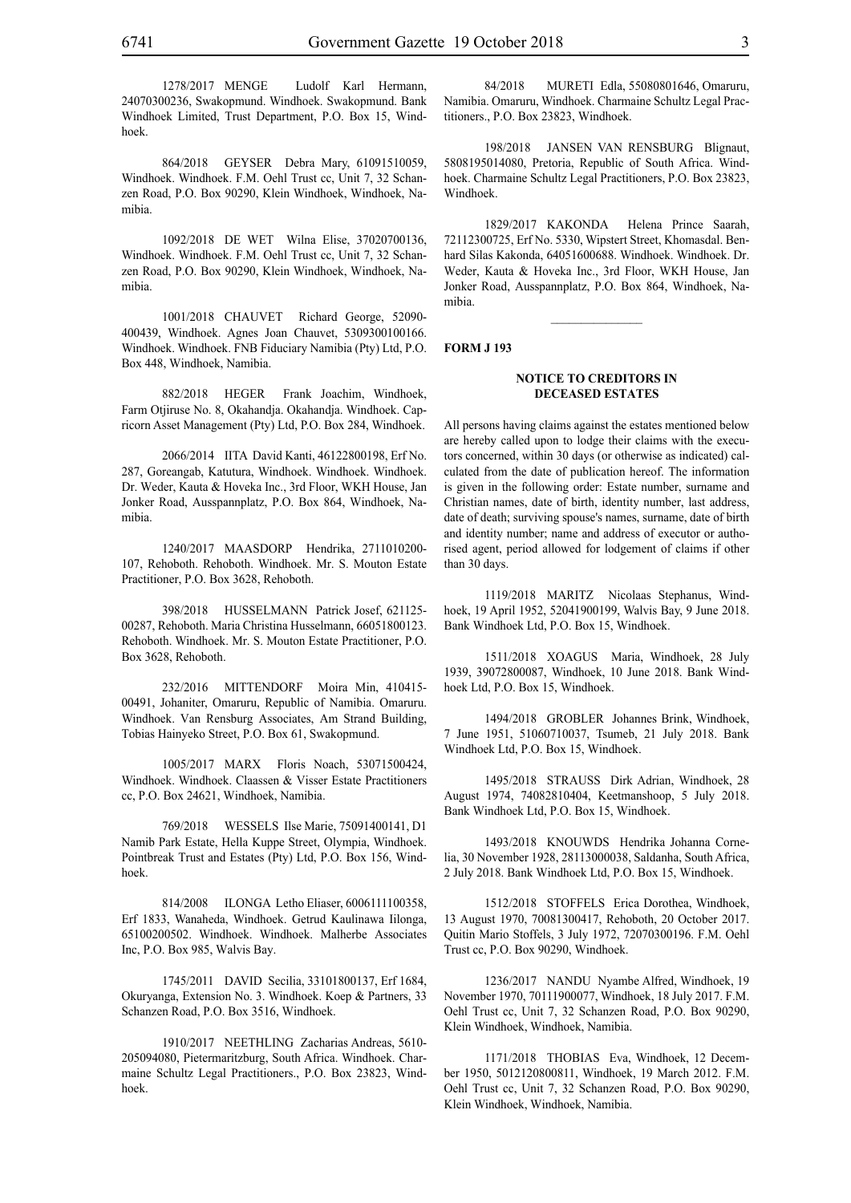1278/2017 MENGE Ludolf Karl Hermann, 24070300236, Swakopmund. Windhoek. Swakopmund. Bank Windhoek Limited, Trust Department, P.O. Box 15, Windhoek.

864/2018 GEYSER Debra Mary, 61091510059, Windhoek. Windhoek. F.M. Oehl Trust cc, Unit 7, 32 Schanzen Road, P.O. Box 90290, Klein Windhoek, Windhoek, Namibia.

1092/2018 DE WET Wilna Elise, 37020700136, Windhoek. Windhoek. F.M. Oehl Trust cc, Unit 7, 32 Schanzen Road, P.O. Box 90290, Klein Windhoek, Windhoek, Namibia.

1001/2018 CHAUVET Richard George, 52090400439, Windhoek. Agnes Joan Chauvet, 5309300100166. Windhoek. Windhoek. FNB Fiduciary Namibia (Pty) Ltd, P.O. Box 448, Windhoek, Namibia.

882/2018 HEGER Frank Joachim, Windhoek, Farm Otjiruse No. 8, Okahandja. Okahandja. Windhoek. Capricorn Asset Management (Pty) Ltd, P.O. Box 284, Windhoek.

2066/2014 IITA David Kanti, 46122800198, Erf No. 287, Goreangab, Katutura, Windhoek. Windhoek. Windhoek. Dr. Weder, Kauta & Hoveka Inc., 3rd Floor, WKH House, Jan Jonker Road, Ausspannplatz, P.O. Box 864, Windhoek, Namibia.

1240/2017 MAASDORP Hendrika, 27110102001­07, Rehoboth. Rehoboth. Windhoek. Mr. S. Mouton Estate Practitioner, P.O. Box 3628, Rehoboth.

398/2018 HUSSELMANN Patrick Josef, 62112500287, Rehoboth. Maria Christina Husselmann, 66051800123. Rehoboth. Windhoek. Mr. S. Mouton Estate Practitioner, P.O. Box 3628, Rehoboth.

232/2016 MITTENDORF Moira Min, 41041500491, Johaniter, Omaruru, Republic of Namibia. Omaruru. Windhoek. Van Rensburg Associates, Am Strand Building, Tobias Hainyeko Street, P.O. Box 61, Swakopmund.

1005/2017 MARX Floris Noach, 53071500424, Windhoek. Windhoek. Claassen & Visser Estate Practitioners cc, P.O. Box 24621, Windhoek, Namibia.

769/2018 WESSELS Ilse Marie, 75091400141, D1 Namib Park Estate, Hella Kuppe Street, Olympia, Windhoek. Pointbreak Trust and Estates (Pty) Ltd, P.O. Box 156, Windhoek.

814/2008 ILONGA Letho Eliaser, 6006111100358, Erf 1833, Wanaheda, Windhoek. Getrud Kaulinawa Iilonga, 65100200502. Windhoek. Windhoek. Malherbe Associates Inc, P.O. Box 985, Walvis Bay.

1745/2011 DAVID Secilia, 33101800137, Erf 1684, Okuryanga, Extension No. 3. Windhoek. Koep & Partners, 33 Schanzen Road, P.O. Box 3516, Windhoek.

1910/2017 NEETHLING Zacharias Andreas, 5610205094080, Pietermaritzburg, South Africa. Windhoek. Charmaine Schultz Legal Practitioners., P.O. Box 23823, Windhoek.

84/2018 MURETI Edla, 55080801646, Omaruru, Namibia. Omaruru, Windhoek. Charmaine Schultz Legal Practitioners., P.O. Box 23823, Windhoek.

198/2018 JANSEN VAN RENSBURG Blignaut, 5808195014080, Pretoria, Republic of South Africa. Windhoek. Charmaine Schultz Legal Practitioners, P.O. Box 23823, Windhoek.

1829/2017 KAKONDA Helena Prince Saarah, 72112300725, Erf No. 5330, Wipstert Street, Khomasdal. Benhard Silas Kakonda, 64051600688. Windhoek. Windhoek. Dr. Weder, Kauta & Hoveka Inc., 3rd Floor, WKH House, Jan Jonker Road, Ausspannplatz, P.O. Box 864, Windhoek, Namibia.

**FORM J 193**

### NOTICE TO CREDITORS IN DECEASED ESTATES

All persons having claims against the estates mentioned below are hereby called upon to lodge their claims with the executors concerned, within 30 days (or otherwise as indicated) calculated from the date of publication hereof. The information is given in the following order: Estate number, surname and Christian names, date of birth, identity number, last address, date of death; surviving spouse's names, surname, date of birth and identity number; name and address of executor or authorised agent, period allowed for lodgement of claims if other than 30 days.

1119/2018 MARITZ Nicolaas Stephanus, Windhoek, 19 April 1952, 52041900199, Walvis Bay, 9 June 2018. Bank Windhoek Ltd, P.O. Box 15, Windhoek.

1511/2018 XOAGUS Maria, Windhoek, 28 July 1939, 39072800087, Windhoek, 10 June 2018. Bank Windhoek Ltd, P.O. Box 15, Windhoek.

1494/2018 GROBLER Johannes Brink, Windhoek, 7 June 1951, 51060710037, Tsumeb, 21 July 2018. Bank Windhoek Ltd, P.O. Box 15, Windhoek.

1495/2018 STRAUSS Dirk Adrian, Windhoek, 28 August 1974, 74082810404, Keetmanshoop, 5 July 2018. Bank Windhoek Ltd, P.O. Box 15, Windhoek.

1493/2018 KNOUWDS Hendrika Johanna Cornelia, 30 November 1928, 28113000038, Saldanha, South Africa, 2 July 2018. Bank Windhoek Ltd, P.O. Box 15, Windhoek.

1512/2018 STOFFELS Erica Dorothea, Windhoek, 13 August 1970, 70081300417, Rehoboth, 20 October 2017. Quitin Mario Stoffels, 3 July 1972, 72070300196. F.M. Oehl Trust cc, P.O. Box 90290, Windhoek.

1236/2017 NANDU Nyambe Alfred, Windhoek, 19 November 1970, 70111900077, Windhoek, 18 July 2017. F.M. Oehl Trust cc, Unit 7, 32 Schanzen Road, P.O. Box 90290, Klein Windhoek, Windhoek, Namibia.

1171/2018 THOBIAS Eva, Windhoek, 12 December 1950, 5012120800811, Windhoek, 19 March 2012. F.M. Oehl Trust cc, Unit 7, 32 Schanzen Road, P.O. Box 90290, Klein Windhoek, Windhoek, Namibia.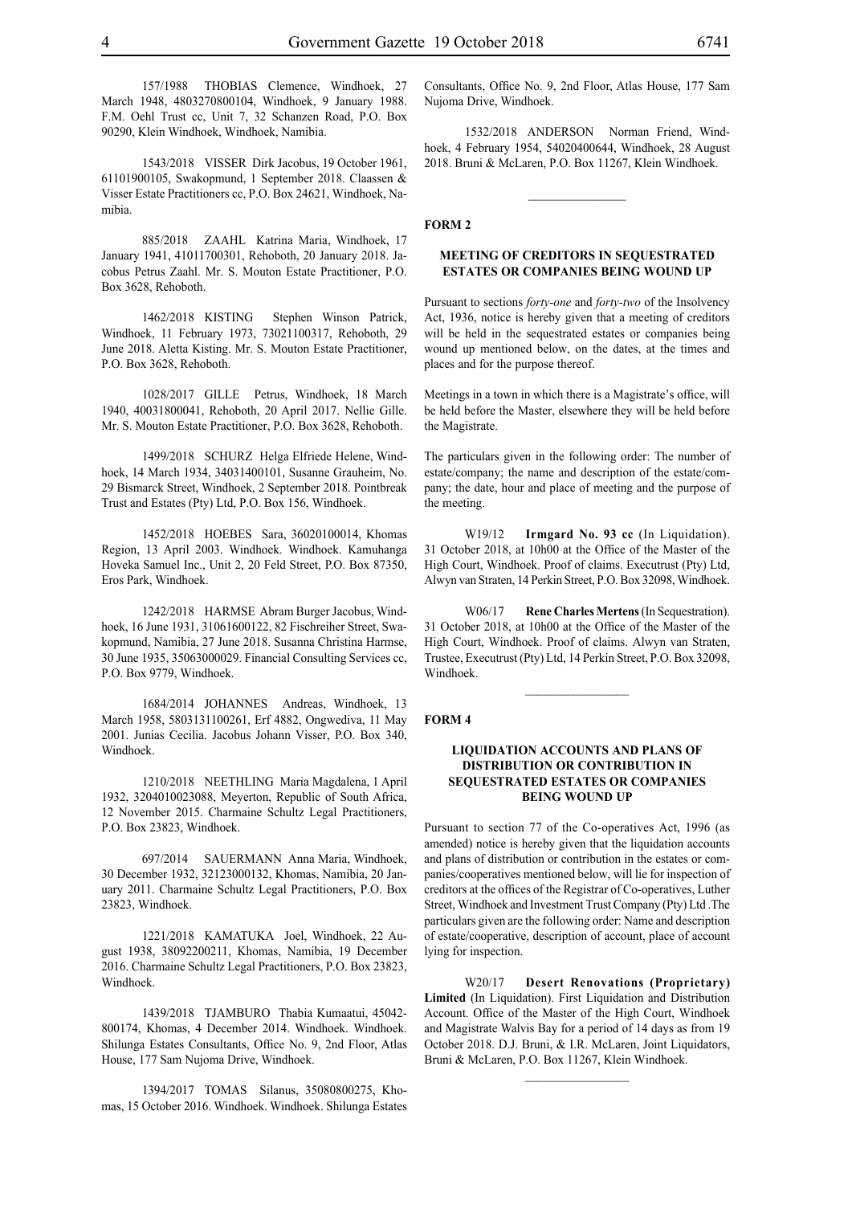157/1988 THOBIAS Clemence, Windhoek, 27 March 1948, 4803270800104, Windhoek, 9 January 1988. F.M. Oehl Trust cc, Unit 7, 32 Schanzen Road, P.O. Box 90290, Klein Windhoek, Windhoek, Namibia.

1543/2018 VISSER Dirk Jacobus, 19 October 1961, 61101900105, Swakopmund, 1 September 2018. Claassen & Visser Estate Practitioners cc, P.O. Box 24621, Windhoek, Namibia.

885/2018 ZAAHL Katrina Maria, Windhoek, 17 January 1941, 41011700301, Rehoboth, 20 January 2018. Jacobus Petrus Zaahl. Mr. S. Mouton Estate Practitioner, P.O. Box 3628, Rehoboth.

1462/2018 KISTING Stephen Winson Patrick, Windhoek, 11 February 1973, 73021100317, Rehoboth, 29 June 2018. Aletta Kisting. Mr. S. Mouton Estate Practitioner, P.O. Box 3628, Rehoboth.

1028/2017 GILLE Petrus, Windhoek, 18 March 1940, 40031800041, Rehoboth, 20 April 2017. Nellie Gille. Mr. S. Mouton Estate Practitioner, P.O. Box 3628, Rehoboth.

1499/2018 SCHURZ Helga Elfriede Helene, Windhoek, 14 March 1934, 34031400101, Susanne Grauheim, No. 29 Bismarck Street, Windhoek, 2 September 2018. Pointbreak Trust and Estates (Pty) Ltd, P.O. Box 156, Windhoek.

1452/2018 HOEBES Sara, 36020100014, Khomas Region, 13 April 2003. Windhoek. Windhoek. Kamuhanga Hoveka Samuel Inc., Unit 2, 20 Feld Street, P.O. Box 87350, Eros Park, Windhoek.

1242/2018 HARMSE Abram Burger Jacobus, Windhoek, 16 June 1931, 31061600122, 82 Fischreiher Street, Swakopmund, Namibia, 27 June 2018. Susanna Christina Harmse, 30 June 1935, 35063000029. Financial Consulting Services cc, P.O. Box 9779, Windhoek.

1684/2014 JOHANNES Andreas, Windhoek, 13 March 1958, 5803131100261, Erf 4882, Ongwediva, 11 May 2001. Junias Cecilia. Jacobus Johann Visser, P.O. Box 340, Windhoek.

1210/2018 NEETHLING Maria Magdalena, 1 April 1932, 3204010023088, Meyerton, Republic of South Africa, 12 November 2015. Charmaine Schultz Legal Practitioners, P.O. Box 23823, Windhoek.

697/2014 SAUERMANN Anna Maria, Windhoek, 30 December 1932, 32123000132, Khomas, Namibia, 20 January 2011. Charmaine Schultz Legal Practitioners, P.O. Box 23823, Windhoek.

1221/2018 KAMATUKA Joel, Windhoek, 22 August 1938, 38092200211, Khomas, Namibia, 19 December 2016. Charmaine Schultz Legal Practitioners, P.O. Box 23823, Windhoek.

1439/2018 TJAMBURO Thabia Kumaatui, 45042-800174, Khomas, 4 December 2014. Windhoek. Windhoek. Shilunga Estates Consultants, Office No. 9, 2nd Floor, Atlas House, 177 Sam Nujoma Drive, Windhoek.

1394/2017 TOMAS Silanus, 35080800275, Khomas, 15 October 2016. Windhoek. Windhoek. Shilunga Estates Consultants, Office No. 9, 2nd Floor, Atlas House, 177 Sam Nujoma Drive, Windhoek.

1532/2018 ANDERSON Norman Friend, Windhoek, 4 February 1954, 54020400644, Windhoek, 28 August 2018. Bruni & McLaren, P.O. Box 11267, Klein Windhoek.

---

## FORM 2

### MEETING OF CREDITORS IN SEQUESTRATED ESTATES OR COMPANIES BEING WOUND UP

Pursuant to sections *forty-one* and *forty-two* of the Insolvency Act, 1936, notice is hereby given that a meeting of creditors will be held in the sequestrated estates or companies being wound up mentioned below, on the dates, at the times and places and for the purpose thereof.

Meetings in a town in which there is a Magistrate's office, will be held before the Master, elsewhere they will be held before the Magistrate.

The particulars given in the following order: The number of estate/company; the name and description of the estate/company; the date, hour and place of meeting and the purpose of the meeting.

W19/12 **Irmgard No. 93 cc** (In Liquidation). 31 October 2018, at 10h00 at the Office of the Master of the High Court, Windhoek. Proof of claims. Executrust (Pty) Ltd, Alwyn van Straten, 14 Perkin Street, P.O. Box 32098, Windhoek.

W06/17 **Rene Charles Mertens** (In Sequestration). 31 October 2018, at 10h00 at the Office of the Master of the High Court, Windhoek. Proof of claims. Alwyn van Straten, Trustee, Executrust (Pty) Ltd, 14 Perkin Street, P.O. Box 32098, Windhoek.

---

## FORM 4

### LIQUIDATION ACCOUNTS AND PLANS OF DISTRIBUTION OR CONTRIBUTION IN SEQUESTRATED ESTATES OR COMPANIES BEING WOUND UP

Pursuant to section 77 of the Co-operatives Act, 1996 (as amended) notice is hereby given that the liquidation accounts and plans of distribution or contribution in the estates or companies/cooperatives mentioned below, will lie for inspection of creditors at the offices of the Registrar of Co-operatives, Luther Street, Windhoek and Investment Trust Company (Pty) Ltd .The particulars given are the following order: Name and description of estate/cooperative, description of account, place of account lying for inspection.

W20/17 **Desert Renovations (Proprietary) Limited** (In Liquidation). First Liquidation and Distribution Account. Office of the Master of the High Court, Windhoek and Magistrate Walvis Bay for a period of 14 days as from 19 October 2018. D.J. Bruni, & I.R. McLaren, Joint Liquidators, Bruni & McLaren, P.O. Box 11267, Klein Windhoek.

---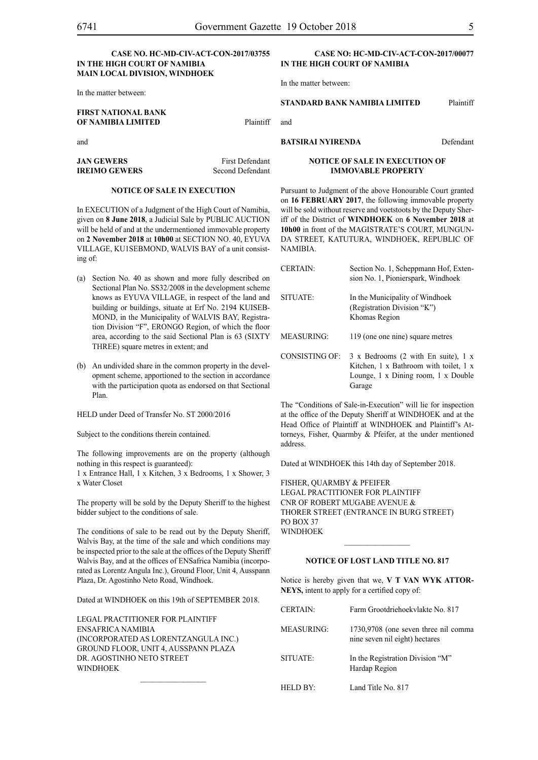**CASE NO. HC-MD-CIV-ACT-CON-2017/03755**
**IN THE HIGH COURT OF NAMIBIA**
**MAIN LOCAL DIVISION, WINDHOEK**

In the matter between:

| | |
|---|---|
| **FIRST NATIONAL BANK OF NAMIBIA LIMITED** | Plaintiff |

and

| | |
|---|---|
| **JAN GEWERS** | First Defendant |
| **IREIMO GEWERS** | Second Defendant |

**NOTICE OF SALE IN EXECUTION**

In EXECUTION of a Judgment of the High Court of Namibia, given on **8 June 2018**, a Judicial Sale by PUBLIC AUCTION will be held of and at the undermentioned immovable property on **2 November 2018** at **10h00** at SECTION NO. 40, EYUVA VILLAGE, KU1SEBMOND, WALVIS BAY of a unit consisting of:

(a) Section No. 40 as shown and more fully described on Sectional Plan No. SS32/2008 in the development scheme knows as EYUVA VILLAGE, in respect of the land and building or buildings, situate at Erf No. 2194 KUISEBMOND, in the Municipality of WALVIS BAY, Registration Division "F", ERONGO Region, of which the floor area, according to the said Sectional Plan is 63 (SIXTY THREE) square metres in extent; and

(b) An undivided share in the common property in the development scheme, apportioned to the section in accordance with the participation quota as endorsed on that Sectional Plan.

HELD under Deed of Transfer No. ST 2000/2016

Subject to the conditions therein contained.

The following improvements are on the property (although nothing in this respect is guaranteed):
1 x Entrance Hall, 1 x Kitchen, 3 x Bedrooms, 1 x Shower, 3 x Water Closet

The property will be sold by the Deputy Sheriff to the highest bidder subject to the conditions of sale.

The conditions of sale to be read out by the Deputy Sheriff, Walvis Bay, at the time of the sale and which conditions may be inspected prior to the sale at the offices of the Deputy Sheriff Walvis Bay, and at the offices of ENSafrica Namibia (incorporated as Lorentz Angula Inc.), Ground Floor, Unit 4, Ausspann Plaza, Dr. Agostinho Neto Road, Windhoek.

Dated at WINDHOEK on this 19th of SEPTEMBER 2018.

LEGAL PRACTITIONER FOR PLAINTIFF
ENSAFRICA NAMIBIA
(INCORPORATED AS LORENTZANGULA INC.)
GROUND FLOOR, UNIT 4, AUSSPANN PLAZA
DR. AGOSTINHO NETO STREET
WINDHOEK

---

**CASE NO: HC-MD-CIV-ACT-CON-2017/00077**
**IN THE HIGH COURT OF NAMIBIA**

In the matter between:

| | |
|---|---|
| **STANDARD BANK NAMIBIA LIMITED** | Plaintiff |

and

| | |
|---|---|
| **BATSIRAI NYIRENDA** | Defendant |

**NOTICE OF SALE IN EXECUTION OF IMMOVABLE PROPERTY**

Pursuant to Judgment of the above Honourable Court granted on **16 FEBRUARY 2017**, the following immovable property will be sold without reserve and voetstoots by the Deputy Sheriff of the District of **WINDHOEK** on **6 November 2018** at **10h00** in front of the MAGISTRATE'S COURT, MUNGUNDA STREET, KATUTURA, WINDHOEK, REPUBLIC OF NAMIBIA.

| | |
|---|---|
| CERTAIN: | Section No. 1, Scheppmann Hof, Extension No. 1, Pionierspark, Windhoek |
| SITUATE: | In the Municipality of Windhoek (Registration Division "K") Khomas Region |
| MEASURING: | 119 (one one nine) square metres |
| CONSISTING OF: | 3 x Bedrooms (2 with En suite), 1 x Kitchen, 1 x Bathroom with toilet, 1 x Lounge, 1 x Dining room, 1 x Double Garage |

The "Conditions of Sale-in-Execution" will lie for inspection at the office of the Deputy Sheriff at WINDHOEK and at the Head Office of Plaintiff at WINDHOEK and Plaintiff's Attorneys, Fisher, Quarmby & Pfeifer, at the under mentioned address.

Dated at WINDHOEK this 14th day of September 2018.

FISHER, QUARMBY & PFEIFER
LEGAL PRACTITIONER FOR PLAINTIFF
CNR OF ROBERT MUGABE AVENUE &
THORER STREET (ENTRANCE IN BURG STREET)
PO BOX 37
WINDHOEK

---

**NOTICE OF LOST LAND TITLE NO. 817**

Notice is hereby given that we, **V T VAN WYK ATTORNEYS,** intent to apply for a certified copy of:

| | |
|---|---|
| CERTAIN: | Farm Grootdriehoekvlakte No. 817 |
| MEASURING: | 1730,9708 (one seven three nil comma nine seven nil eight) hectares |
| SITUATE: | In the Registration Division "M" Hardap Region |
| HELD BY: | Land Title No. 817 |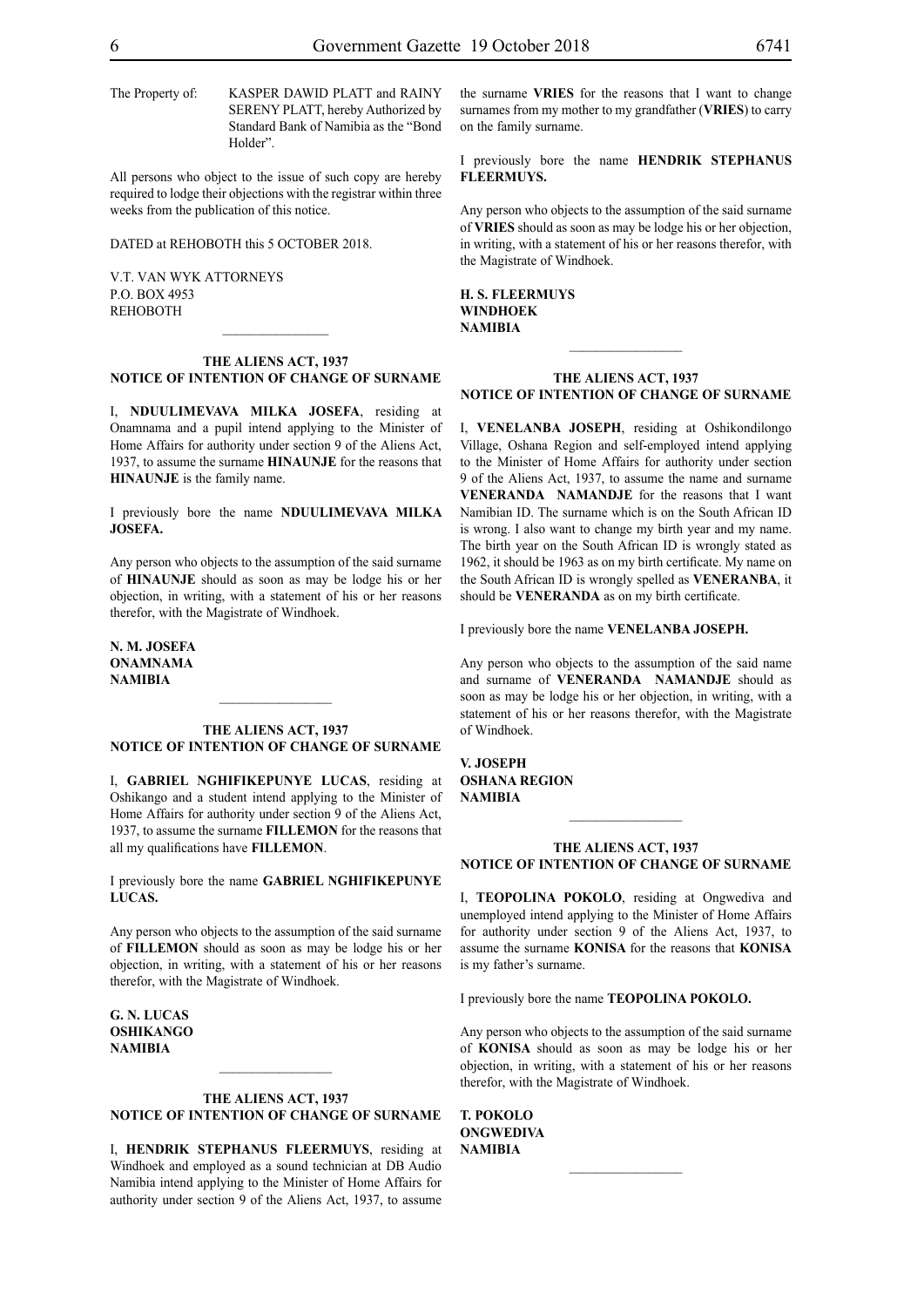The Property of: KASPER DAWID PLATT and RAINY SERENY PLATT, hereby Authorized by Standard Bank of Namibia as the "Bond Holder".

All persons who object to the issue of such copy are hereby required to lodge their objections with the registrar within three weeks from the publication of this notice.

DATED at REHOBOTH this 5 OCTOBER 2018.

V.T. VAN WYK ATTORNEYS
P.O. BOX 4953
REHOBOTH

---

**THE ALIENS ACT, 1937**
**NOTICE OF INTENTION OF CHANGE OF SURNAME**

I, **NDUULIMEVAVA MILKA JOSEFA**, residing at Onamnama and a pupil intend applying to the Minister of Home Affairs for authority under section 9 of the Aliens Act, 1937, to assume the surname **HINAUNJE** for the reasons that **HINAUNJE** is the family name.

I previously bore the name **NDUULIMEVAVA MILKA JOSEFA.**

Any person who objects to the assumption of the said surname of **HINAUNJE** should as soon as may be lodge his or her objection, in writing, with a statement of his or her reasons therefor, with the Magistrate of Windhoek.

**N. M. JOSEFA**
**ONAMNAMA**
**NAMIBIA**

---

**THE ALIENS ACT, 1937**
**NOTICE OF INTENTION OF CHANGE OF SURNAME**

I, **GABRIEL NGHIFIKEPUNYE LUCAS**, residing at Oshikango and a student intend applying to the Minister of Home Affairs for authority under section 9 of the Aliens Act, 1937, to assume the surname **FILLEMON** for the reasons that all my qualifications have **FILLEMON**.

I previously bore the name **GABRIEL NGHIFIKEPUNYE LUCAS.**

Any person who objects to the assumption of the said surname of **FILLEMON** should as soon as may be lodge his or her objection, in writing, with a statement of his or her reasons therefor, with the Magistrate of Windhoek.

**G. N. LUCAS**
**OSHIKANGO**
**NAMIBIA**

---

**THE ALIENS ACT, 1937**
**NOTICE OF INTENTION OF CHANGE OF SURNAME**

I, **HENDRIK STEPHANUS FLEERMUYS**, residing at Windhoek and employed as a sound technician at DB Audio Namibia intend applying to the Minister of Home Affairs for authority under section 9 of the Aliens Act, 1937, to assume the surname **VRIES** for the reasons that I want to change surnames from my mother to my grandfather (**VRIES**) to carry on the family surname.

I previously bore the name **HENDRIK STEPHANUS FLEERMUYS.**

Any person who objects to the assumption of the said surname of **VRIES** should as soon as may be lodge his or her objection, in writing, with a statement of his or her reasons therefor, with the Magistrate of Windhoek.

**H. S. FLEERMUYS**
**WINDHOEK**
**NAMIBIA**

---

**THE ALIENS ACT, 1937**
**NOTICE OF INTENTION OF CHANGE OF SURNAME**

I, **VENELANBA JOSEPH**, residing at Oshikondilongo Village, Oshana Region and self-employed intend applying to the Minister of Home Affairs for authority under section 9 of the Aliens Act, 1937, to assume the name and surname **VENERANDA NAMANDJE** for the reasons that I want Namibian ID. The surname which is on the South African ID is wrong. I also want to change my birth year and my name. The birth year on the South African ID is wrongly stated as 1962, it should be 1963 as on my birth certificate. My name on the South African ID is wrongly spelled as **VENERANBA**, it should be **VENERANDA** as on my birth certificate.

I previously bore the name **VENELANBA JOSEPH.**

Any person who objects to the assumption of the said name and surname of **VENERANDA NAMANDJE** should as soon as may be lodge his or her objection, in writing, with a statement of his or her reasons therefor, with the Magistrate of Windhoek.

**V. JOSEPH**
**OSHANA REGION**
**NAMIBIA**

---

**THE ALIENS ACT, 1937**
**NOTICE OF INTENTION OF CHANGE OF SURNAME**

I, **TEOPOLINA POKOLO**, residing at Ongwediva and unemployed intend applying to the Minister of Home Affairs for authority under section 9 of the Aliens Act, 1937, to assume the surname **KONISA** for the reasons that **KONISA** is my father's surname.

I previously bore the name **TEOPOLINA POKOLO.**

Any person who objects to the assumption of the said surname of **KONISA** should as soon as may be lodge his or her objection, in writing, with a statement of his or her reasons therefor, with the Magistrate of Windhoek.

**T. POKOLO**
**ONGWEDIVA**
**NAMIBIA**

---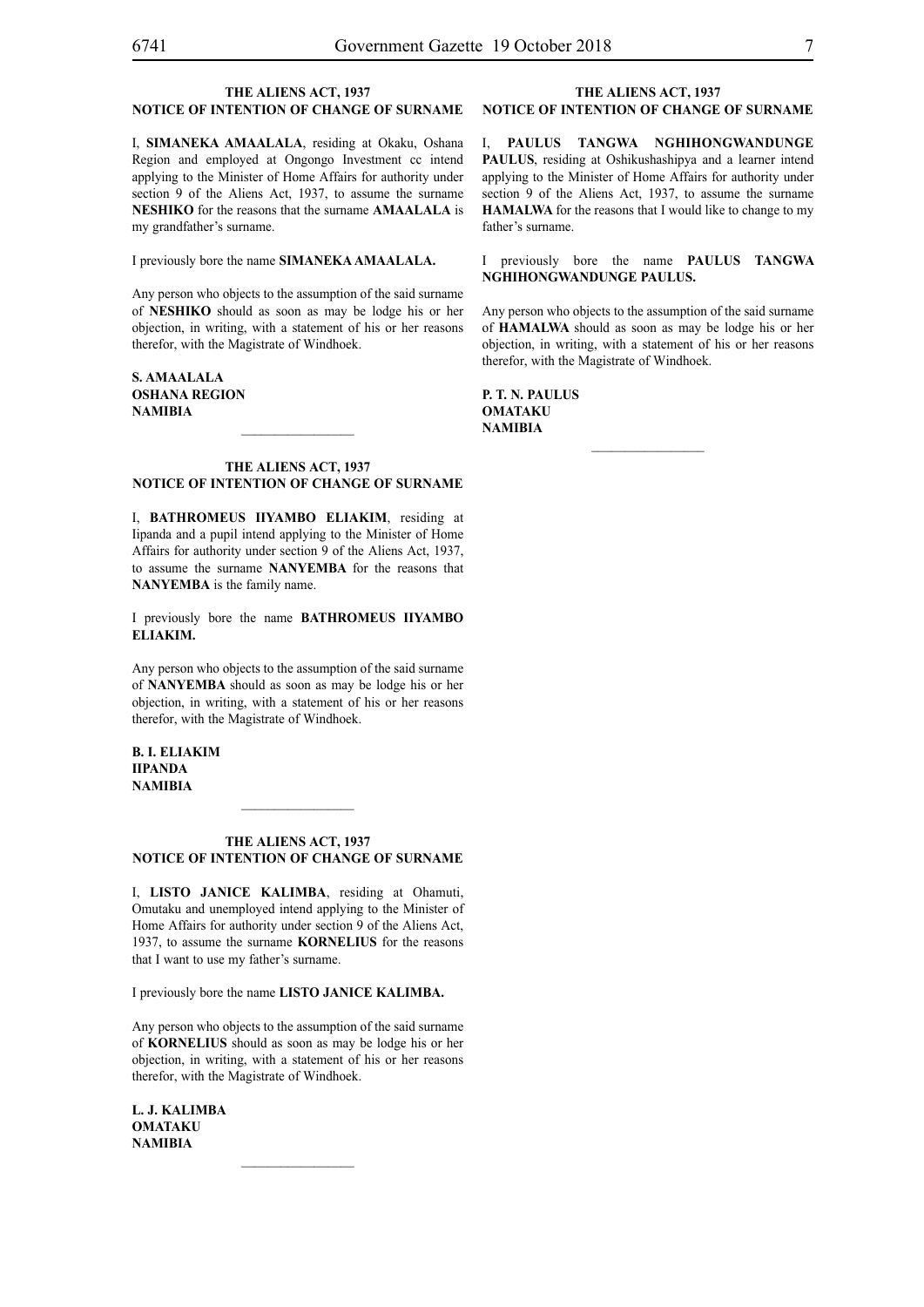## THE ALIENS ACT, 1937
## NOTICE OF INTENTION OF CHANGE OF SURNAME

I, **SIMANEKA AMAALALA**, residing at Okaku, Oshana Region and employed at Ongongo Investment cc intend applying to the Minister of Home Affairs for authority under section 9 of the Aliens Act, 1937, to assume the surname **NESHIKO** for the reasons that the surname **AMAALALA** is my grandfather's surname.

I previously bore the name **SIMANEKA AMAALALA.**

Any person who objects to the assumption of the said surname of **NESHIKO** should as soon as may be lodge his or her objection, in writing, with a statement of his or her reasons therefor, with the Magistrate of Windhoek.

**S. AMAALALA**
**OSHANA REGION**
**NAMIBIA**

---

## THE ALIENS ACT, 1937
## NOTICE OF INTENTION OF CHANGE OF SURNAME

I, **BATHROMEUS IIYAMBO ELIAKIM**, residing at Iipanda and a pupil intend applying to the Minister of Home Affairs for authority under section 9 of the Aliens Act, 1937, to assume the surname **NANYEMBA** for the reasons that **NANYEMBA** is the family name.

I previously bore the name **BATHROMEUS IIYAMBO ELIAKIM.**

Any person who objects to the assumption of the said surname of **NANYEMBA** should as soon as may be lodge his or her objection, in writing, with a statement of his or her reasons therefor, with the Magistrate of Windhoek.

**B. I. ELIAKIM**
**IIPANDA**
**NAMIBIA**

---

## THE ALIENS ACT, 1937
## NOTICE OF INTENTION OF CHANGE OF SURNAME

I, **LISTO JANICE KALIMBA**, residing at Ohamuti, Omutaku and unemployed intend applying to the Minister of Home Affairs for authority under section 9 of the Aliens Act, 1937, to assume the surname **KORNELIUS** for the reasons that I want to use my father's surname.

I previously bore the name **LISTO JANICE KALIMBA.**

Any person who objects to the assumption of the said surname of **KORNELIUS** should as soon as may be lodge his or her objection, in writing, with a statement of his or her reasons therefor, with the Magistrate of Windhoek.

**L. J. KALIMBA**
**OMATAKU**
**NAMIBIA**

---

## THE ALIENS ACT, 1937
## NOTICE OF INTENTION OF CHANGE OF SURNAME

I, **PAULUS TANGWA NGHIHONGWANDUNGE PAULUS**, residing at Oshikushashipya and a learner intend applying to the Minister of Home Affairs for authority under section 9 of the Aliens Act, 1937, to assume the surname **HAMALWA** for the reasons that I would like to change to my father's surname.

I previously bore the name **PAULUS TANGWA NGHIHONGWANDUNGE PAULUS.**

Any person who objects to the assumption of the said surname of **HAMALWA** should as soon as may be lodge his or her objection, in writing, with a statement of his or her reasons therefor, with the Magistrate of Windhoek.

**P. T. N. PAULUS**
**OMATAKU**
**NAMIBIA**

---